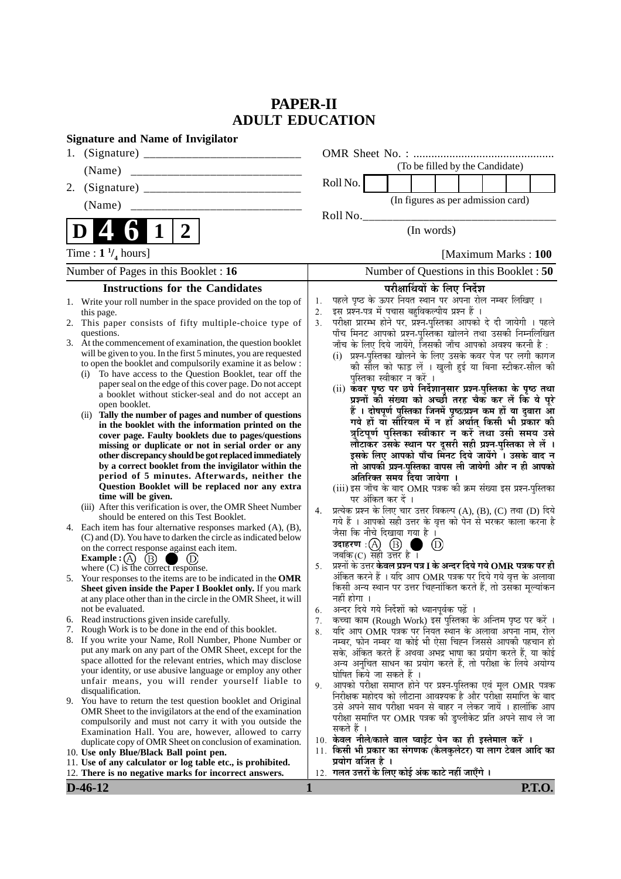# PAPER-II
## ADULT EDUCATION

**Signature and Name of Invigilator**

1. (Signature) __________________________

   (Name) ____________________________

2. (Signature) __________________________

   (Name) ____________________________

OMR Sheet No. : ...............................................

(To be filled by the Candidate)

Roll No. | | | | | | | | |

(In figures as per admission card)

Roll No.________________________________

(In words)

**D 4 6 1 2**

Time : $1\,^1/_4$ hours] [Maximum Marks : **100**

Number of Pages in this Booklet : **16**

Number of Questions in this Booklet : **50**

### Instructions for the Candidates

1. Write your roll number in the space provided on the top of this page.
2. This paper consists of fifty multiple-choice type of questions.
3. At the commencement of examination, the question booklet will be given to you. In the first 5 minutes, you are requested to open the booklet and compulsorily examine it as below :
   (i) To have access to the Question Booklet, tear off the paper seal on the edge of this cover page. Do not accept a booklet without sticker-seal and do not accept an open booklet.
   (ii) **Tally the number of pages and number of questions in the booklet with the information printed on the cover page. Faulty booklets due to pages/questions missing or duplicate or not in serial order or any other discrepancy should be got replaced immediately by a correct booklet from the invigilator within the period of 5 minutes. Afterwards, neither the Question Booklet will be replaced nor any extra time will be given.**
   (iii) After this verification is over, the OMR Sheet Number should be entered on this Test Booklet.
4. Each item has four alternative responses marked (A), (B), (C) and (D). You have to darken the circle as indicated below on the correct response against each item.
   **Example :** (A) (B) ● (D)
   where (C) is the correct response.
5. Your responses to the items are to be indicated in the **OMR Sheet given inside the Paper I Booklet only.** If you mark at any place other than in the circle in the OMR Sheet, it will not be evaluated.
6. Read instructions given inside carefully.
7. Rough Work is to be done in the end of this booklet.
8. If you write your Name, Roll Number, Phone Number or put any mark on any part of the OMR Sheet, except for the space allotted for the relevant entries, which may disclose your identity, or use abusive language or employ any other unfair means, you will render yourself liable to disqualification.
9. You have to return the test question booklet and Original OMR Sheet to the invigilators at the end of the examination compulsorily and must not carry it with you outside the Examination Hall. You are, however, allowed to carry duplicate copy of OMR Sheet on conclusion of examination.
10. **Use only Blue/Black Ball point pen.**
11. **Use of any calculator or log table etc., is prohibited.**
12. **There is no negative marks for incorrect answers.**

### परीक्षार्थियों के लिए निर्देश

1. पहले पृष्ठ के ऊपर नियत स्थान पर अपना रोल नम्बर लिखिए ।
2. इस प्रश्न-पत्र में पचास बहुविकल्पीय प्रश्न हैं ।
3. परीक्षा प्रारम्भ होने पर, प्रश्न-पुस्तिका आपको दे दी जायेगी । पहले पाँच मिनट आपको प्रश्न-पुस्तिका खोलने तथा उसकी निम्नलिखित जाँच के लिए दिये जायेंगे, जिसकी जाँच आपको अवश्य करनी है :
   (i) प्रश्न-पुस्तिका खोलने के लिए उसके कवर पेज पर लगी कागज की सील को फाड़ लें । खुली हुई या बिना स्टीकर-सील की पुस्तिका स्वीकार न करें ।
   (ii) **कवर पृष्ठ पर छपे निर्देशानुसार प्रश्न-पुस्तिका के पृष्ठ तथा प्रश्नों की संख्या को अच्छी तरह चैक कर लें कि ये पूरे हैं । दोषपूर्ण पुस्तिका जिनमें पृष्ठ/प्रश्न कम हों या दुबारा आ गये हों या सीरियल में न हों अर्थात् किसी भी प्रकार की त्रुटिपूर्ण पुस्तिका स्वीकार न करें तथा उसी समय उसे लौटाकर उसके स्थान पर दूसरी सही प्रश्न-पुस्तिका ले लें । इसके लिए आपको पाँच मिनट दिये जायेंगे । उसके बाद न तो आपकी प्रश्न-पुस्तिका वापस ली जायेगी और न ही आपको अतिरिक्त समय दिया जायेगा ।**
   (iii) इस जाँच के बाद OMR पत्रक की क्रम संख्या इस प्रश्न-पुस्तिका पर अंकित कर दें ।
4. प्रत्येक प्रश्न के लिए चार उत्तर विकल्प (A), (B), (C) तथा (D) दिये गये हैं । आपको सही उत्तर के वृत्त को पेन से भरकर काला करना है जैसा कि नीचे दिखाया गया है ।
   **उदाहरण :** (A) (B) ● (D)
   जबकि (C) सही उत्तर है ।
5. प्रश्नों के उत्तर **केवल प्रश्न पत्र I के अन्दर दिये गये OMR पत्रक पर ही** अंकित करने हैं । यदि आप OMR पत्रक पर दिये गये वृत्त के अलावा किसी अन्य स्थान पर उत्तर चिह्नांकित करते हैं, तो उसका मूल्यांकन नहीं होगा ।
6. अन्दर दिये गये निर्देशों को ध्यानपूर्वक पढ़ें ।
7. कच्चा काम (Rough Work) इस पुस्तिका के अन्तिम पृष्ठ पर करें ।
8. यदि आप OMR पत्रक पर नियत स्थान के अलावा अपना नाम, रोल नम्बर, फोन नम्बर या कोई भी ऐसा चिह्न जिससे आपकी पहचान हो सके, अंकित करते हैं अथवा अभद्र भाषा का प्रयोग करते हैं, या कोई अन्य अनुचित साधन का प्रयोग करते हैं, तो परीक्षा के लिये अयोग्य घोषित किये जा सकते हैं ।
9. आपको परीक्षा समाप्त होने पर प्रश्न-पुस्तिका एवं मूल OMR पत्रक निरीक्षक महोदय को लौटाना आवश्यक है और परीक्षा समाप्ति के बाद उसे अपने साथ परीक्षा भवन से बाहर न लेकर जायें । हालांकि आप परीक्षा समाप्ति पर OMR पत्रक की डुप्लीकेट प्रति अपने साथ ले जा सकते हैं ।
10. **केवल नीले/काले बाल प्वाईंट पेन का ही इस्तेमाल करें ।**
11. **किसी भी प्रकार का संगणक (कैलकुलेटर) या लाग टेबल आदि का प्रयोग वर्जित है ।**
12. **गलत उत्तरों के लिए कोई अंक काटे नहीं जाएँगे ।**

**D-46-12** **P.T.O.**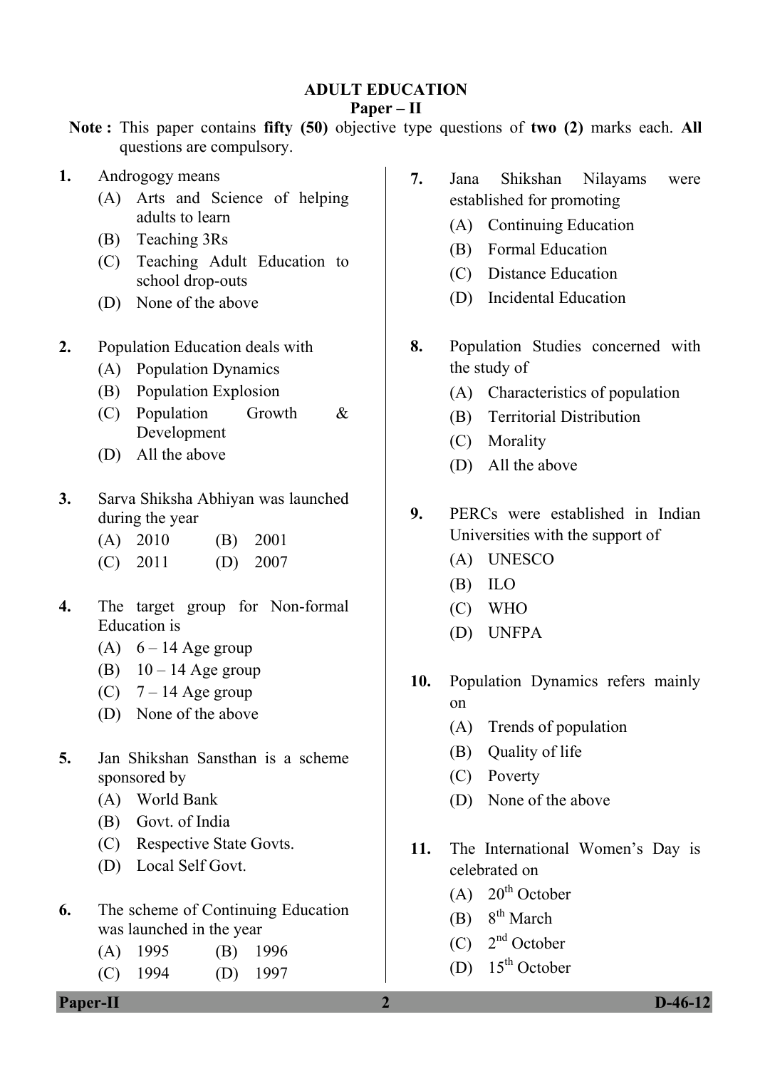# ADULT EDUCATION

## Paper – II

**Note :** This paper contains **fifty (50)** objective type questions of **two (2)** marks each. **All** questions are compulsory.

**1.** Androgogy means

(A) Arts and Science of helping adults to learn
(B) Teaching 3Rs
(C) Teaching Adult Education to school drop-outs
(D) None of the above

**2.** Population Education deals with

(A) Population Dynamics
(B) Population Explosion
(C) Population Growth & Development
(D) All the above

**3.** Sarva Shiksha Abhiyan was launched during the year

(A) 2010 (B) 2001
(C) 2011 (D) 2007

**4.** The target group for Non-formal Education is

(A) 6 – 14 Age group
(B) 10 – 14 Age group
(C) 7 – 14 Age group
(D) None of the above

**5.** Jan Shikshan Sansthan is a scheme sponsored by

(A) World Bank
(B) Govt. of India
(C) Respective State Govts.
(D) Local Self Govt.

**6.** The scheme of Continuing Education was launched in the year

(A) 1995 (B) 1996
(C) 1994 (D) 1997

**7.** Jana Shikshan Nilayams were established for promoting

(A) Continuing Education
(B) Formal Education
(C) Distance Education
(D) Incidental Education

**8.** Population Studies concerned with the study of

(A) Characteristics of population
(B) Territorial Distribution
(C) Morality
(D) All the above

**9.** PERCs were established in Indian Universities with the support of

(A) UNESCO
(B) ILO
(C) WHO
(D) UNFPA

**10.** Population Dynamics refers mainly on

(A) Trends of population
(B) Quality of life
(C) Poverty
(D) None of the above

**11.** The International Women's Day is celebrated on

(A) 20th October
(B) 8th March
(C) 2nd October
(D) 15th October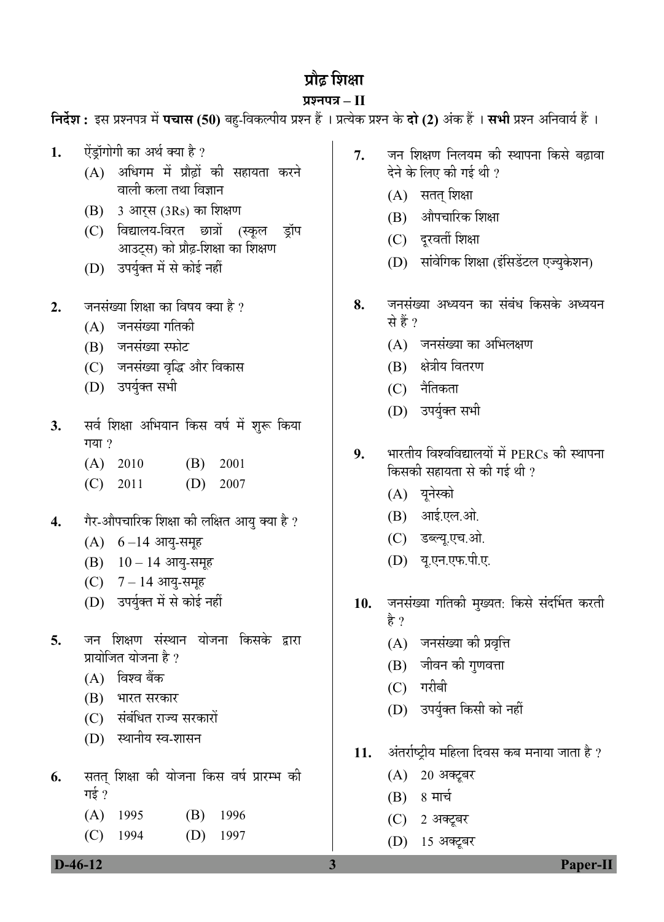# प्रौढ़ शिक्षा

## प्रश्नपत्र – II

**निर्देश :** इस प्रश्नपत्र में **पचास (50)** बहु-विकल्पीय प्रश्न हैं । प्रत्येक प्रश्न के **दो (2)** अंक हैं । **सभी** प्रश्न अनिवार्य हैं ।

1. ऐंड्रॉगोगी का अर्थ क्या है ?
   - (A) अधिगम में प्रौढ़ों की सहायता करने वाली कला तथा विज्ञान
   - (B) 3 आर्स (3Rs) का शिक्षण
   - (C) विद्यालय-विरत छात्रों (स्कूल ड्रॉप आउट्स) को प्रौढ़-शिक्षा का शिक्षण
   - (D) उपर्युक्त में से कोई नहीं

2. जनसंख्या शिक्षा का विषय क्या है ?
   - (A) जनसंख्या गतिकी
   - (B) जनसंख्या स्फोट
   - (C) जनसंख्या वृद्धि और विकास
   - (D) उपर्युक्त सभी

3. सर्व शिक्षा अभियान किस वर्ष में शुरू किया गया ?
   - (A) 2010
   - (B) 2001
   - (C) 2011
   - (D) 2007

4. गैर-औपचारिक शिक्षा की लक्षित आयु क्या है ?
   - (A) 6 –14 आयु-समूह
   - (B) 10 – 14 आयु-समूह
   - (C) 7 – 14 आयु-समूह
   - (D) उपर्युक्त में से कोई नहीं

5. जन शिक्षण संस्थान योजना किसके द्वारा प्रायोजित योजना है ?
   - (A) विश्व बैंक
   - (B) भारत सरकार
   - (C) संबंधित राज्य सरकारों
   - (D) स्थानीय स्व-शासन

6. सतत् शिक्षा की योजना किस वर्ष प्रारम्भ की गई ?
   - (A) 1995
   - (B) 1996
   - (C) 1994
   - (D) 1997

7. जन शिक्षण निलयम की स्थापना किसे बढ़ावा देने के लिए की गई थी ?
   - (A) सतत् शिक्षा
   - (B) औपचारिक शिक्षा
   - (C) दूरवर्ती शिक्षा
   - (D) सांवेगिक शिक्षा (इंसिडेंटल एज्युकेशन)

8. जनसंख्या अध्ययन का संबंध किसके अध्ययन से हैं ?
   - (A) जनसंख्या का अभिलक्षण
   - (B) क्षेत्रीय वितरण
   - (C) नैतिकता
   - (D) उपर्युक्त सभी

9. भारतीय विश्वविद्यालयों में PERCs की स्थापना किसकी सहायता से की गई थी ?
   - (A) यूनेस्को
   - (B) आई.एल.ओ.
   - (C) डब्ल्यू.एच.ओ.
   - (D) यू.एन.एफ.पी.ए.

10. जनसंख्या गतिकी मुख्यत: किसे संदर्भित करती है ?
    - (A) जनसंख्या की प्रवृत्ति
    - (B) जीवन की गुणवत्ता
    - (C) गरीबी
    - (D) उपर्युक्त किसी को नहीं

11. अंतर्राष्ट्रीय महिला दिवस कब मनाया जाता है ?
    - (A) 20 अक्टूबर
    - (B) 8 मार्च
    - (C) 2 अक्टूबर
    - (D) 15 अक्टूबर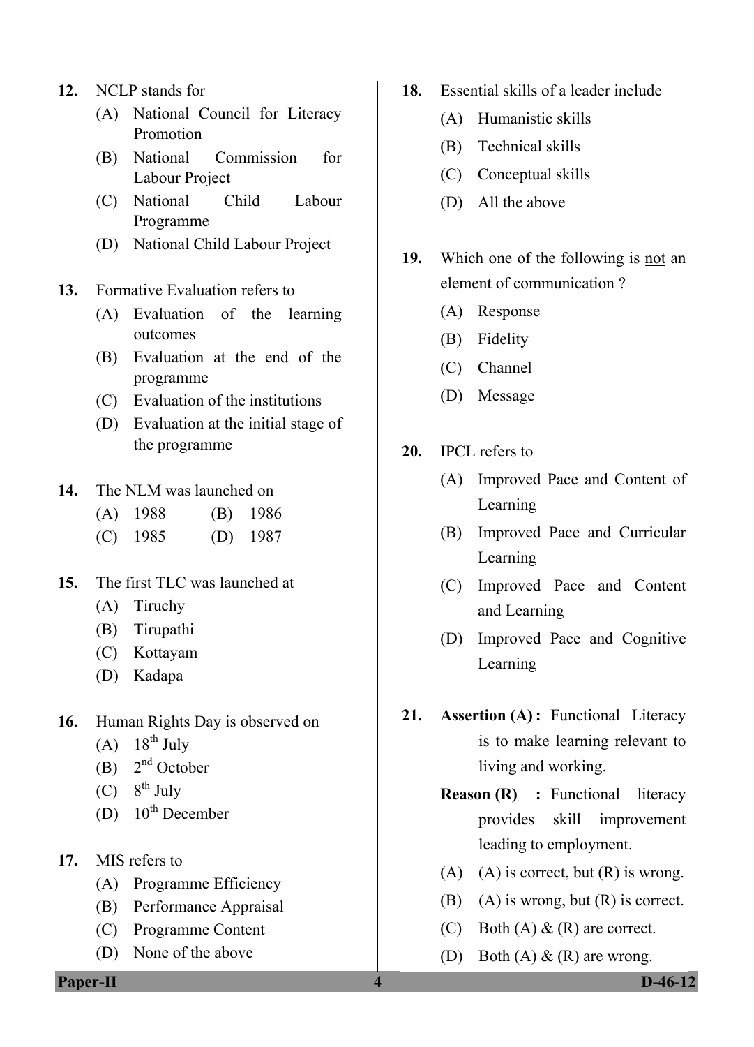12. NCLP stands for
    - (A) National Council for Literacy Promotion
    - (B) National Commission for Labour Project
    - (C) National Child Labour Programme
    - (D) National Child Labour Project

13. Formative Evaluation refers to
    - (A) Evaluation of the learning outcomes
    - (B) Evaluation at the end of the programme
    - (C) Evaluation of the institutions
    - (D) Evaluation at the initial stage of the programme

14. The NLM was launched on
    - (A) 1988
    - (B) 1986
    - (C) 1985
    - (D) 1987

15. The first TLC was launched at
    - (A) Tiruchy
    - (B) Tirupathi
    - (C) Kottayam
    - (D) Kadapa

16. Human Rights Day is observed on
    - (A) 18th July
    - (B) 2nd October
    - (C) 8th July
    - (D) 10th December

17. MIS refers to
    - (A) Programme Efficiency
    - (B) Performance Appraisal
    - (C) Programme Content
    - (D) None of the above

18. Essential skills of a leader include
    - (A) Humanistic skills
    - (B) Technical skills
    - (C) Conceptual skills
    - (D) All the above

19. Which one of the following is not an element of communication ?
    - (A) Response
    - (B) Fidelity
    - (C) Channel
    - (D) Message

20. IPCL refers to
    - (A) Improved Pace and Content of Learning
    - (B) Improved Pace and Curricular Learning
    - (C) Improved Pace and Content and Learning
    - (D) Improved Pace and Cognitive Learning

21. **Assertion (A) :** Functional Literacy is to make learning relevant to living and working.

    **Reason (R) :** Functional literacy provides skill improvement leading to employment.
    - (A) (A) is correct, but (R) is wrong.
    - (B) (A) is wrong, but (R) is correct.
    - (C) Both (A) & (R) are correct.
    - (D) Both (A) & (R) are wrong.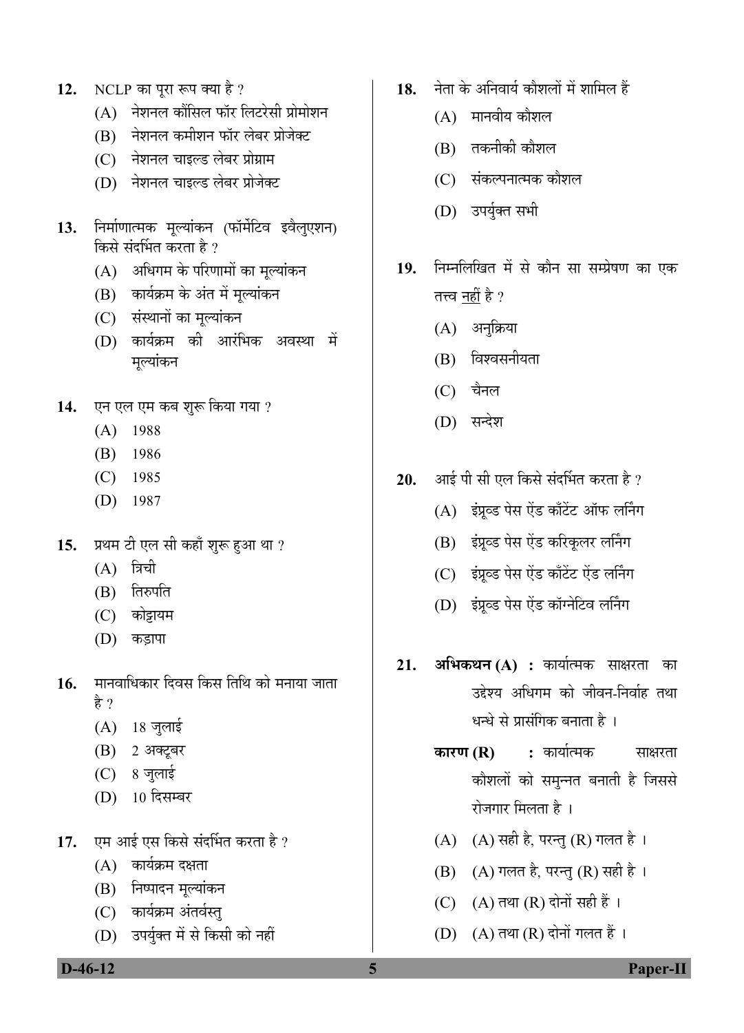12. NCLP का पूरा रूप क्या है ?
    - (A) नेशनल कौंसिल फॉर लिटरेसी प्रोमोशन
    - (B) नेशनल कमीशन फॉर लेबर प्रोजेक्ट
    - (C) नेशनल चाइल्ड लेबर प्रोग्राम
    - (D) नेशनल चाइल्ड लेबर प्रोजेक्ट

13. निर्माणात्मक मूल्यांकन (फॉर्मेटिव इवैलुएशन) किसे संदर्भित करता है ?
    - (A) अधिगम के परिणामों का मूल्यांकन
    - (B) कार्यक्रम के अंत में मूल्यांकन
    - (C) संस्थानों का मूल्यांकन
    - (D) कार्यक्रम की आरंभिक अवस्था में मूल्यांकन

14. एन एल एम कब शुरू किया गया ?
    - (A) 1988
    - (B) 1986
    - (C) 1985
    - (D) 1987

15. प्रथम टी एल सी कहाँ शुरू हुआ था ?
    - (A) त्रिची
    - (B) तिरुपति
    - (C) कोट्टायम
    - (D) कड़ापा

16. मानवाधिकार दिवस किस तिथि को मनाया जाता है ?
    - (A) 18 जुलाई
    - (B) 2 अक्टूबर
    - (C) 8 जुलाई
    - (D) 10 दिसम्बर

17. एम आई एस किसे संदर्भित करता है ?
    - (A) कार्यक्रम दक्षता
    - (B) निष्पादन मूल्यांकन
    - (C) कार्यक्रम अंतर्वस्तु
    - (D) उपर्युक्त में से किसी को नहीं

18. नेता के अनिवार्य कौशलों में शामिल हैं
    - (A) मानवीय कौशल
    - (B) तकनीकी कौशल
    - (C) संकल्पनात्मक कौशल
    - (D) उपर्युक्त सभी

19. निम्नलिखित में से कौन सा सम्प्रेषण का एक तत्त्व नहीं है ?
    - (A) अनुक्रिया
    - (B) विश्वसनीयता
    - (C) चैनल
    - (D) सन्देश

20. आई पी सी एल किसे संदर्भित करता है ?
    - (A) इंप्रूव्ड पेस ऐंड कॉंटेंट ऑफ लर्निंग
    - (B) इंप्रूव्ड पेस ऐंड करिकूलर लर्निंग
    - (C) इंप्रूव्ड पेस ऐंड कॉंटेंट ऐंड लर्निंग
    - (D) इंप्रूव्ड पेस ऐंड कॉग्नेटिव लर्निंग

21. **अभिकथन (A) :** कार्यात्मक साक्षरता का उद्देश्य अधिगम को जीवन-निर्वाह तथा धन्धे से प्रासंगिक बनाता है ।

    **कारण (R) :** कार्यात्मक साक्षरता कौशलों को समुन्नत बनाती है जिससे रोजगार मिलता है ।
    - (A) (A) सही है, परन्तु (R) गलत है ।
    - (B) (A) गलत है, परन्तु (R) सही है ।
    - (C) (A) तथा (R) दोनों सही हैं ।
    - (D) (A) तथा (R) दोनों गलत हैं ।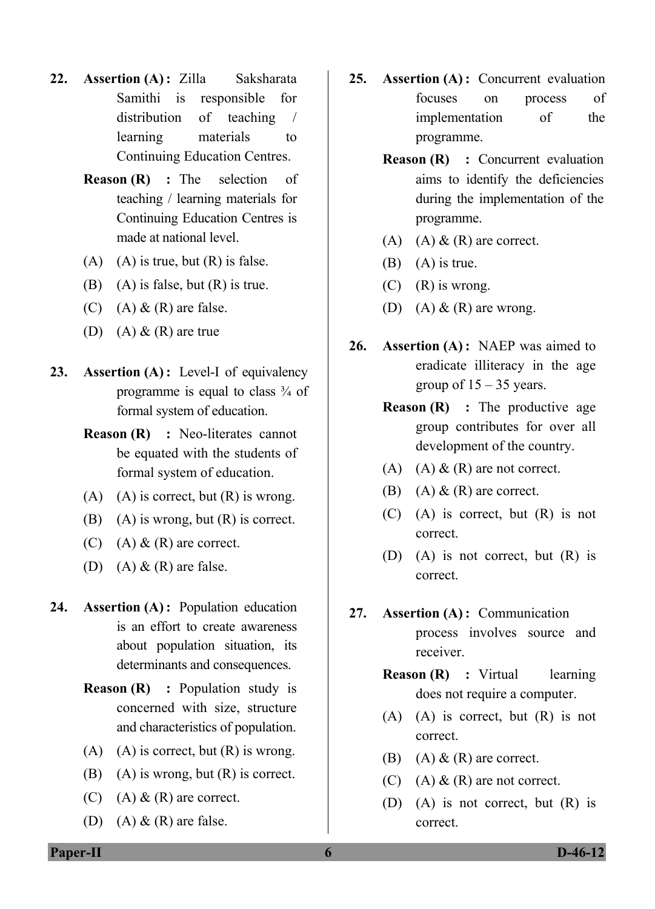22. **Assertion (A) :** Zilla Saksharata Samithi is responsible for distribution of teaching / learning materials to Continuing Education Centres.

    **Reason (R) :** The selection of teaching / learning materials for Continuing Education Centres is made at national level.

    (A) (A) is true, but (R) is false.

    (B) (A) is false, but (R) is true.

    (C) (A) & (R) are false.

    (D) (A) & (R) are true

23. **Assertion (A) :** Level-I of equivalency programme is equal to class ¾ of formal system of education.

    **Reason (R) :** Neo-literates cannot be equated with the students of formal system of education.

    (A) (A) is correct, but (R) is wrong.

    (B) (A) is wrong, but (R) is correct.

    (C) (A) & (R) are correct.

    (D) (A) & (R) are false.

24. **Assertion (A) :** Population education is an effort to create awareness about population situation, its determinants and consequences.

    **Reason (R) :** Population study is concerned with size, structure and characteristics of population.

    (A) (A) is correct, but (R) is wrong.

    (B) (A) is wrong, but (R) is correct.

    (C) (A) & (R) are correct.

    (D) (A) & (R) are false.

25. **Assertion (A) :** Concurrent evaluation focuses on process of implementation of the programme.

    **Reason (R) :** Concurrent evaluation aims to identify the deficiencies during the implementation of the programme.

    (A) (A) & (R) are correct.

    (B) (A) is true.

    (C) (R) is wrong.

    (D) (A) & (R) are wrong.

26. **Assertion (A) :** NAEP was aimed to eradicate illiteracy in the age group of 15 – 35 years.

    **Reason (R) :** The productive age group contributes for over all development of the country.

    (A) (A) & (R) are not correct.

    (B) (A) & (R) are correct.

    (C) (A) is correct, but (R) is not correct.

    (D) (A) is not correct, but (R) is correct.

27. **Assertion (A) :** Communication process involves source and receiver.

    **Reason (R) :** Virtual learning does not require a computer.

    (A) (A) is correct, but (R) is not correct.

    (B) (A) & (R) are correct.

    (C) (A) & (R) are not correct.

    (D) (A) is not correct, but (R) is correct.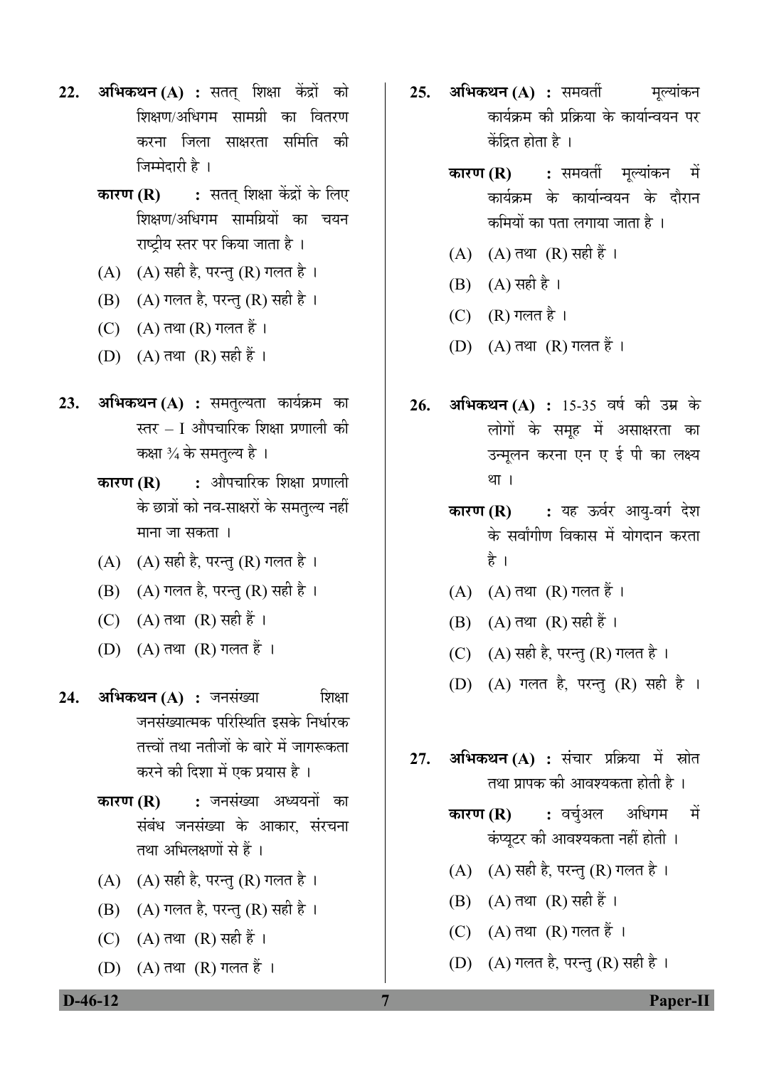22. **अभिकथन (A) :** सतत् शिक्षा केंद्रों को शिक्षण/अधिगम सामग्री का वितरण करना जिला साक्षरता समिति की जिम्मेदारी है ।

    **कारण (R) :** सतत् शिक्षा केंद्रों के लिए शिक्षण/अधिगम सामग्रियों का चयन राष्ट्रीय स्तर पर किया जाता है ।

    (A) (A) सही है, परन्तु (R) गलत है ।
    (B) (A) गलत है, परन्तु (R) सही है ।
    (C) (A) तथा (R) गलत हैं ।
    (D) (A) तथा (R) सही हैं ।

23. **अभिकथन (A) :** समतुल्यता कार्यक्रम का स्तर – I औपचारिक शिक्षा प्रणाली की कक्षा ¾ के समतुल्य है ।

    **कारण (R) :** औपचारिक शिक्षा प्रणाली के छात्रों को नव-साक्षरों के समतुल्य नहीं माना जा सकता ।

    (A) (A) सही है, परन्तु (R) गलत है ।
    (B) (A) गलत है, परन्तु (R) सही है ।
    (C) (A) तथा (R) सही हैं ।
    (D) (A) तथा (R) गलत हैं ।

24. **अभिकथन (A) :** जनसंख्या शिक्षा जनसंख्यात्मक परिस्थिति इसके निर्धारक तत्त्वों तथा नतीजों के बारे में जागरूकता करने की दिशा में एक प्रयास है ।

    **कारण (R) :** जनसंख्या अध्ययनों का संबंध जनसंख्या के आकार, संरचना तथा अभिलक्षणों से हैं ।

    (A) (A) सही है, परन्तु (R) गलत है ।
    (B) (A) गलत है, परन्तु (R) सही है ।
    (C) (A) तथा (R) सही हैं ।
    (D) (A) तथा (R) गलत हैं ।

25. **अभिकथन (A) :** समवर्ती मूल्यांकन कार्यक्रम की प्रक्रिया के कार्यान्वयन पर केंद्रित होता है ।

    **कारण (R) :** समवर्ती मूल्यांकन में कार्यक्रम के कार्यान्वयन के दौरान कमियों का पता लगाया जाता है ।

    (A) (A) तथा (R) सही हैं ।
    (B) (A) सही है ।
    (C) (R) गलत है ।
    (D) (A) तथा (R) गलत हैं ।

26. **अभिकथन (A) :** 15-35 वर्ष की उम्र के लोगों के समूह में असाक्षरता का उन्मूलन करना एन ए ई पी का लक्ष्य था ।

    **कारण (R) :** यह ऊर्वर आयु-वर्ग देश के सर्वांगीण विकास में योगदान करता है ।

    (A) (A) तथा (R) गलत हैं ।
    (B) (A) तथा (R) सही हैं ।
    (C) (A) सही है, परन्तु (R) गलत है ।
    (D) (A) गलत है, परन्तु (R) सही है ।

27. **अभिकथन (A) :** संचार प्रक्रिया में स्रोत तथा प्रापक की आवश्यकता होती है ।

    **कारण (R) :** वर्चुअल अधिगम में कंप्यूटर की आवश्यकता नहीं होती ।

    (A) (A) सही है, परन्तु (R) गलत है ।
    (B) (A) तथा (R) सही हैं ।
    (C) (A) तथा (R) गलत हैं ।
    (D) (A) गलत है, परन्तु (R) सही है ।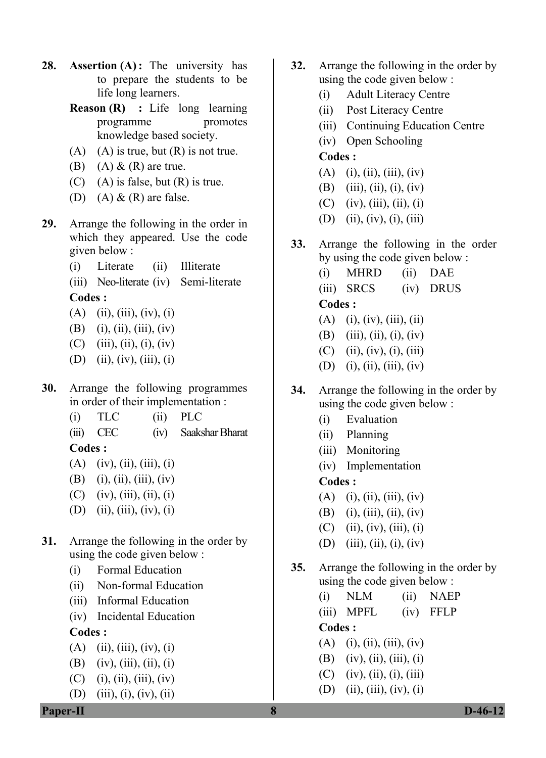28. **Assertion (A) :** The university has to prepare the students to be life long learners.

    **Reason (R) :** Life long learning programme promotes knowledge based society.

    (A) (A) is true, but (R) is not true.
    (B) (A) & (R) are true.
    (C) (A) is false, but (R) is true.
    (D) (A) & (R) are false.

29. Arrange the following in the order in which they appeared. Use the code given below :

    (i) Literate (ii) Illiterate
    (iii) Neo-literate (iv) Semi-literate

    **Codes :**

    (A) (ii), (iii), (iv), (i)
    (B) (i), (ii), (iii), (iv)
    (C) (iii), (ii), (i), (iv)
    (D) (ii), (iv), (iii), (i)

30. Arrange the following programmes in order of their implementation :

    (i) TLC (ii) PLC
    (iii) CEC (iv) Saakshar Bharat

    **Codes :**

    (A) (iv), (ii), (iii), (i)
    (B) (i), (ii), (iii), (iv)
    (C) (iv), (iii), (ii), (i)
    (D) (ii), (iii), (iv), (i)

31. Arrange the following in the order by using the code given below :

    (i) Formal Education
    (ii) Non-formal Education
    (iii) Informal Education
    (iv) Incidental Education

    **Codes :**

    (A) (ii), (iii), (iv), (i)
    (B) (iv), (iii), (ii), (i)
    (C) (i), (ii), (iii), (iv)
    (D) (iii), (i), (iv), (ii)

32. Arrange the following in the order by using the code given below :

    (i) Adult Literacy Centre
    (ii) Post Literacy Centre
    (iii) Continuing Education Centre
    (iv) Open Schooling

    **Codes :**

    (A) (i), (ii), (iii), (iv)
    (B) (iii), (ii), (i), (iv)
    (C) (iv), (iii), (ii), (i)
    (D) (ii), (iv), (i), (iii)

33. Arrange the following in the order by using the code given below :

    (i) MHRD (ii) DAE
    (iii) SRCS (iv) DRUS

    **Codes :**

    (A) (i), (iv), (iii), (ii)
    (B) (iii), (ii), (i), (iv)
    (C) (ii), (iv), (i), (iii)
    (D) (i), (ii), (iii), (iv)

34. Arrange the following in the order by using the code given below :

    (i) Evaluation
    (ii) Planning
    (iii) Monitoring
    (iv) Implementation

    **Codes :**

    (A) (i), (ii), (iii), (iv)
    (B) (i), (iii), (ii), (iv)
    (C) (ii), (iv), (iii), (i)
    (D) (iii), (ii), (i), (iv)

35. Arrange the following in the order by using the code given below :

    (i) NLM (ii) NAEP
    (iii) MPFL (iv) FFLP

    **Codes :**

    (A) (i), (ii), (iii), (iv)
    (B) (iv), (ii), (iii), (i)
    (C) (iv), (ii), (i), (iii)
    (D) (ii), (iii), (iv), (i)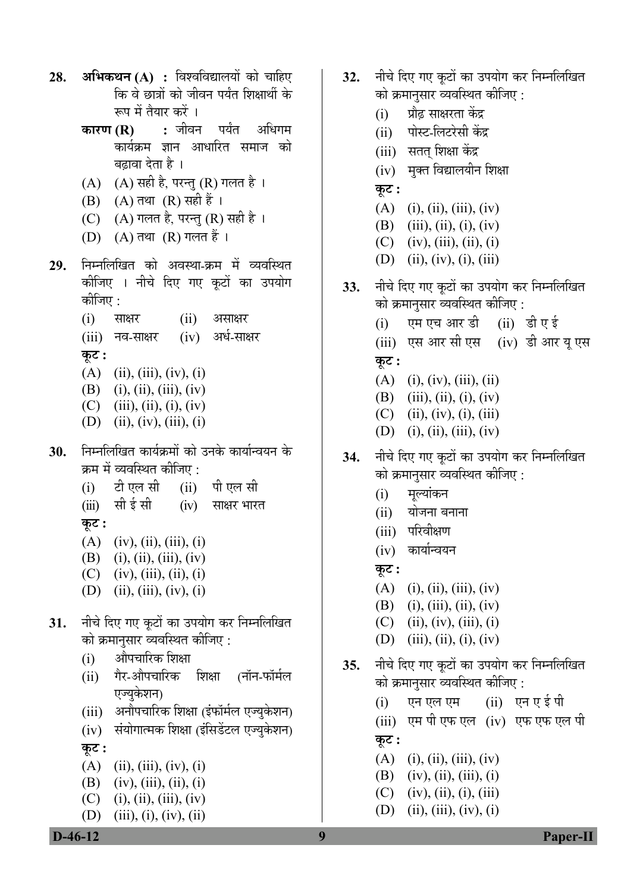**28.** **अभिकथन (A) :** विश्वविद्यालयों को चाहिए कि वे छात्रों को जीवन पर्यंत शिक्षार्थी के रूप में तैयार करें ।

**कारण (R) :** जीवन पर्यंत अधिगम कार्यक्रम ज्ञान आधारित समाज को बढ़ावा देता है ।

(A) (A) सही है, परन्तु (R) गलत है ।
(B) (A) तथा (R) सही हैं ।
(C) (A) गलत है, परन्तु (R) सही है ।
(D) (A) तथा (R) गलत हैं ।

**29.** निम्नलिखित को अवस्था-क्रम में व्यवस्थित कीजिए । नीचे दिए गए कूटों का उपयोग कीजिए :

(i) साक्षर (ii) असाक्षर
(iii) नव-साक्षर (iv) अर्ध-साक्षर

**कूट :**
(A) (ii), (iii), (iv), (i)
(B) (i), (ii), (iii), (iv)
(C) (iii), (ii), (i), (iv)
(D) (ii), (iv), (iii), (i)

**30.** निम्नलिखित कार्यक्रमों को उनके कार्यान्वयन के क्रम में व्यवस्थित कीजिए :

(i) टी एल सी (ii) पी एल सी
(iii) सी ई सी (iv) साक्षर भारत

**कूट :**
(A) (iv), (ii), (iii), (i)
(B) (i), (ii), (iii), (iv)
(C) (iv), (iii), (ii), (i)
(D) (ii), (iii), (iv), (i)

**31.** नीचे दिए गए कूटों का उपयोग कर निम्नलिखित को क्रमानुसार व्यवस्थित कीजिए :

(i) औपचारिक शिक्षा
(ii) गैर-औपचारिक शिक्षा (नॉन-फॉर्मल एज्युकेशन)
(iii) अनौपचारिक शिक्षा (इंफॉर्मल एज्युकेशन)
(iv) संयोगात्मक शिक्षा (इंसिडेंटल एज्युकेशन)

**कूट :**
(A) (ii), (iii), (iv), (i)
(B) (iv), (iii), (ii), (i)
(C) (i), (ii), (iii), (iv)
(D) (iii), (i), (iv), (ii)

**32.** नीचे दिए गए कूटों का उपयोग कर निम्नलिखित को क्रमानुसार व्यवस्थित कीजिए :

(i) प्रौढ़ साक्षरता केंद्र
(ii) पोस्ट-लिटरेसी केंद्र
(iii) सतत् शिक्षा केंद्र
(iv) मुक्त विद्यालयीन शिक्षा

**कूट :**
(A) (i), (ii), (iii), (iv)
(B) (iii), (ii), (i), (iv)
(C) (iv), (iii), (ii), (i)
(D) (ii), (iv), (i), (iii)

**33.** नीचे दिए गए कूटों का उपयोग कर निम्नलिखित को क्रमानुसार व्यवस्थित कीजिए :

(i) एम एच आर डी (ii) डी ए ई
(iii) एस आर सी एस (iv) डी आर यू एस

**कूट :**
(A) (i), (iv), (iii), (ii)
(B) (iii), (ii), (i), (iv)
(C) (ii), (iv), (i), (iii)
(D) (i), (ii), (iii), (iv)

**34.** नीचे दिए गए कूटों का उपयोग कर निम्नलिखित को क्रमानुसार व्यवस्थित कीजिए :

(i) मूल्यांकन
(ii) योजना बनाना
(iii) परिवीक्षण
(iv) कार्यान्वयन

**कूट :**
(A) (i), (ii), (iii), (iv)
(B) (i), (iii), (ii), (iv)
(C) (ii), (iv), (iii), (i)
(D) (iii), (ii), (i), (iv)

**35.** नीचे दिए गए कूटों का उपयोग कर निम्नलिखित को क्रमानुसार व्यवस्थित कीजिए :

(i) एन एल एम (ii) एन ए ई पी
(iii) एम पी एफ एल (iv) एफ एफ एल पी

**कूट :**
(A) (i), (ii), (iii), (iv)
(B) (iv), (ii), (iii), (i)
(C) (iv), (ii), (i), (iii)
(D) (ii), (iii), (iv), (i)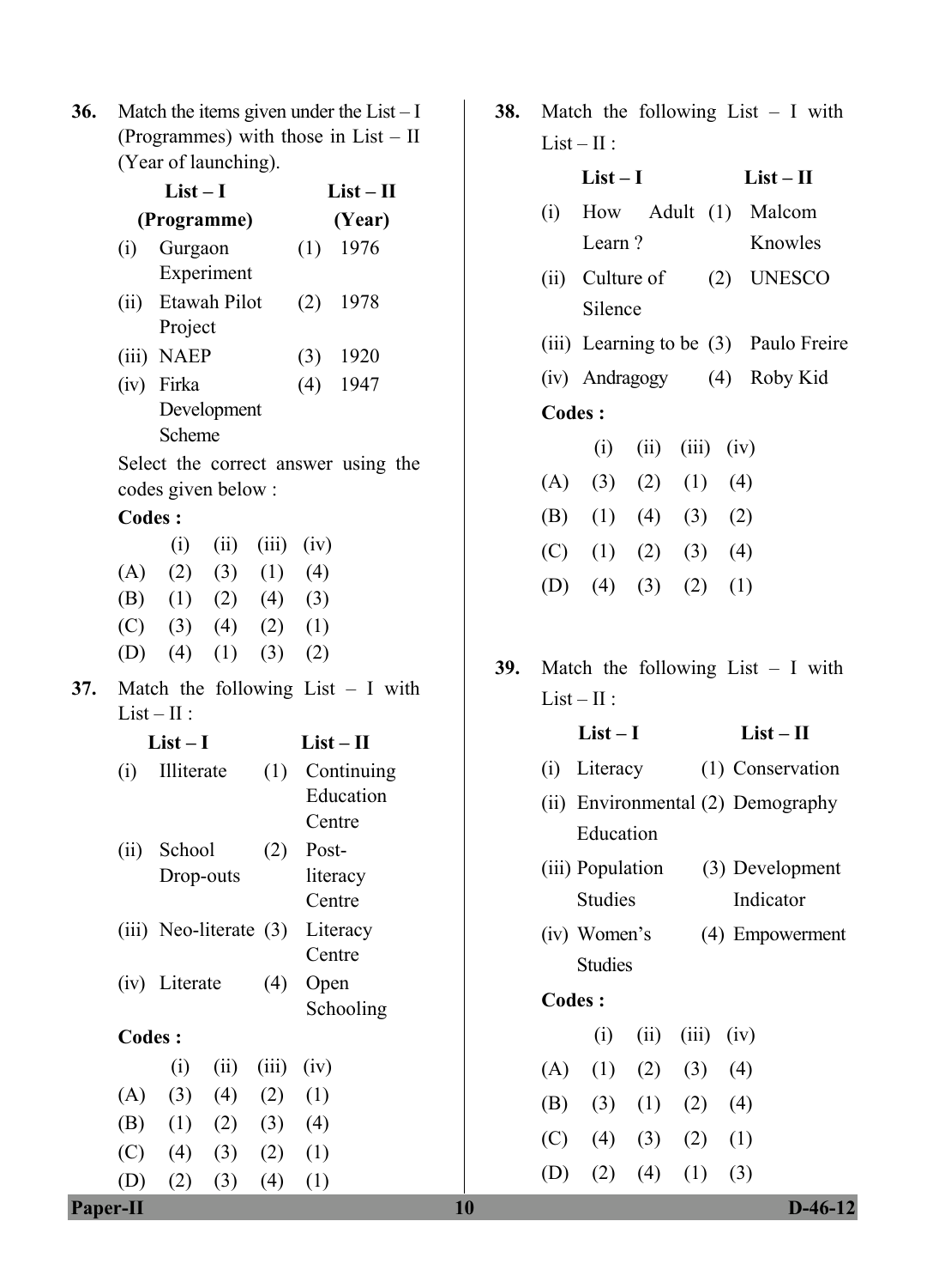36. Match the items given under the List – I (Programmes) with those in List – II (Year of launching).

| List – I (Programme) | | List – II (Year) | |
|---|---|---|---|
| (i) | Gurgaon Experiment | (1) | 1976 |
| (ii) | Etawah Pilot Project | (2) | 1978 |
| (iii) | NAEP | (3) | 1920 |
| (iv) | Firka Development Scheme | (4) | 1947 |

Select the correct answer using the codes given below :

**Codes :**

| | (i) | (ii) | (iii) | (iv) |
|---|---|---|---|---|
| (A) | (2) | (3) | (1) | (4) |
| (B) | (1) | (2) | (4) | (3) |
| (C) | (3) | (4) | (2) | (1) |
| (D) | (4) | (1) | (3) | (2) |

37. Match the following List – I with List – II :

| List – I | | List – II | |
|---|---|---|---|
| (i) | Illiterate | (1) | Continuing Education Centre |
| (ii) | School Drop-outs | (2) | Post-literacy Centre |
| (iii) | Neo-literate | (3) | Literacy Centre |
| (iv) | Literate | (4) | Open Schooling |

**Codes :**

| | (i) | (ii) | (iii) | (iv) |
|---|---|---|---|---|
| (A) | (3) | (4) | (2) | (1) |
| (B) | (1) | (2) | (3) | (4) |
| (C) | (4) | (3) | (2) | (1) |
| (D) | (2) | (3) | (4) | (1) |

38. Match the following List – I with List – II :

| List – I | | List – II | |
|---|---|---|---|
| (i) | How Adult Learn ? | (1) | Malcom Knowles |
| (ii) | Culture of Silence | (2) | UNESCO |
| (iii) | Learning to be | (3) | Paulo Freire |
| (iv) | Andragogy | (4) | Roby Kid |

**Codes :**

| | (i) | (ii) | (iii) | (iv) |
|---|---|---|---|---|
| (A) | (3) | (2) | (1) | (4) |
| (B) | (1) | (4) | (3) | (2) |
| (C) | (1) | (2) | (3) | (4) |
| (D) | (4) | (3) | (2) | (1) |

39. Match the following List – I with List – II :

| List – I | | List – II | |
|---|---|---|---|
| (i) | Literacy | (1) | Conservation |
| (ii) | Environmental Education | (2) | Demography |
| (iii) | Population Studies | (3) | Development Indicator |
| (iv) | Women's Studies | (4) | Empowerment |

**Codes :**

| | (i) | (ii) | (iii) | (iv) |
|---|---|---|---|---|
| (A) | (1) | (2) | (3) | (4) |
| (B) | (3) | (1) | (2) | (4) |
| (C) | (4) | (3) | (2) | (1) |
| (D) | (2) | (4) | (1) | (3) |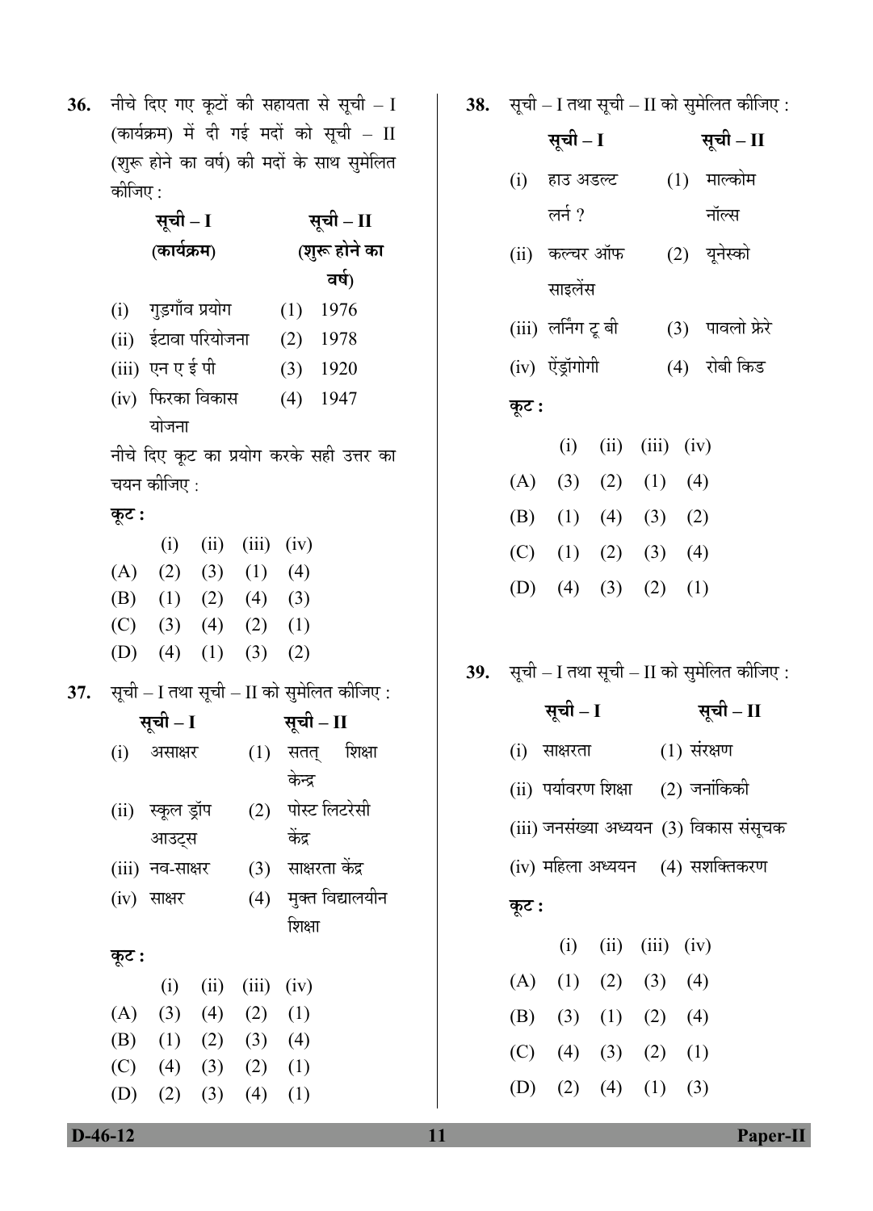36. नीचे दिए गए कूटों की सहायता से सूची – I (कार्यक्रम) में दी गई मदों को सूची – II (शुरू होने का वर्ष) की मदों के साथ सुमेलित कीजिए :

| सूची – I (कार्यक्रम) | सूची – II (शुरू होने का वर्ष) |
|---|---|
| (i) गुड़गाँव प्रयोग | (1) 1976 |
| (ii) ईटावा परियोजना | (2) 1978 |
| (iii) एन ए ई पी | (3) 1920 |
| (iv) फिरका विकास योजना | (4) 1947 |

नीचे दिए कूट का प्रयोग करके सही उत्तर का चयन कीजिए :

**कूट :**

| | (i) | (ii) | (iii) | (iv) |
|---|---|---|---|---|
| (A) | (2) | (3) | (1) | (4) |
| (B) | (1) | (2) | (4) | (3) |
| (C) | (3) | (4) | (2) | (1) |
| (D) | (4) | (1) | (3) | (2) |

37. सूची – I तथा सूची – II को सुमेलित कीजिए :

| सूची – I | सूची – II |
|---|---|
| (i) असाक्षर | (1) सतत् शिक्षा केन्द्र |
| (ii) स्कूल ड्रॉप आउट्स | (2) पोस्ट लिटरेसी केंद्र |
| (iii) नव-साक्षर | (3) साक्षरता केंद्र |
| (iv) साक्षर | (4) मुक्त विद्यालयीन शिक्षा |

**कूट :**

| | (i) | (ii) | (iii) | (iv) |
|---|---|---|---|---|
| (A) | (3) | (4) | (2) | (1) |
| (B) | (1) | (2) | (3) | (4) |
| (C) | (4) | (3) | (2) | (1) |
| (D) | (2) | (3) | (4) | (1) |

38. सूची – I तथा सूची – II को सुमेलित कीजिए :

| सूची – I | सूची – II |
|---|---|
| (i) हाउ अडल्ट लर्न ? | (1) माल्कोम नॉल्स |
| (ii) कल्चर ऑफ साइलेंस | (2) यूनेस्को |
| (iii) लर्निंग टू बी | (3) पावलो फ्रेरे |
| (iv) ऐंड्रॉगोगी | (4) रोबी किड |

**कूट :**

| | (i) | (ii) | (iii) | (iv) |
|---|---|---|---|---|
| (A) | (3) | (2) | (1) | (4) |
| (B) | (1) | (4) | (3) | (2) |
| (C) | (1) | (2) | (3) | (4) |
| (D) | (4) | (3) | (2) | (1) |

39. सूची – I तथा सूची – II को सुमेलित कीजिए :

| सूची – I | सूची – II |
|---|---|
| (i) साक्षरता | (1) संरक्षण |
| (ii) पर्यावरण शिक्षा | (2) जनांकिकी |
| (iii) जनसंख्या अध्ययन | (3) विकास संसूचक |
| (iv) महिला अध्ययन | (4) सशक्तिकरण |

**कूट :**

| | (i) | (ii) | (iii) | (iv) |
|---|---|---|---|---|
| (A) | (1) | (2) | (3) | (4) |
| (B) | (3) | (1) | (2) | (4) |
| (C) | (4) | (3) | (2) | (1) |
| (D) | (2) | (4) | (1) | (3) |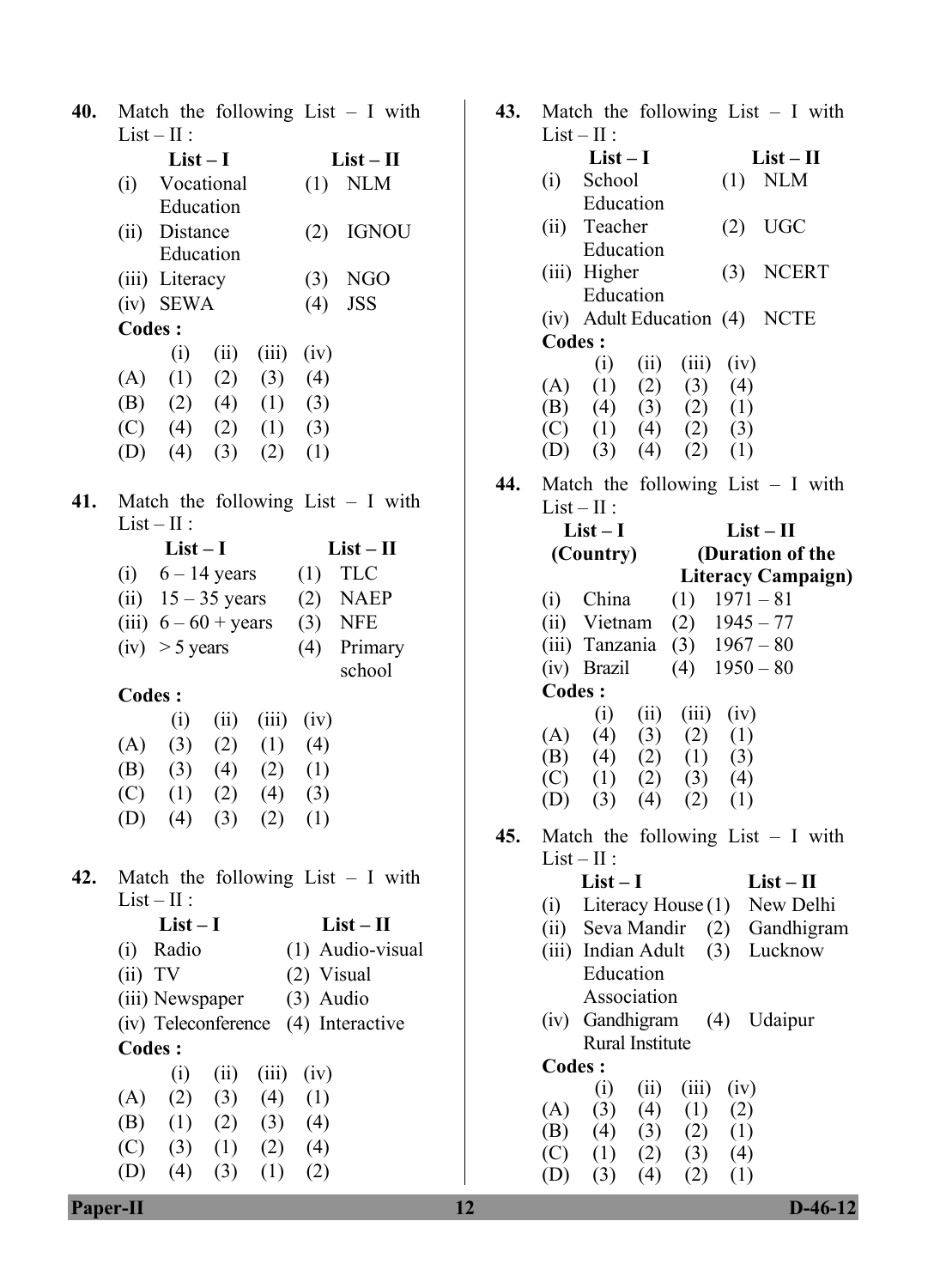**40.** Match the following List – I with List – II :

| | List – I | | List – II |
|---|---|---|---|
| (i) | Vocational Education | (1) | NLM |
| (ii) | Distance Education | (2) | IGNOU |
| (iii) | Literacy | (3) | NGO |
| (iv) | SEWA | (4) | JSS |

**Codes :**

| | (i) | (ii) | (iii) | (iv) |
|---|---|---|---|---|
| (A) | (1) | (2) | (3) | (4) |
| (B) | (2) | (4) | (1) | (3) |
| (C) | (4) | (2) | (1) | (3) |
| (D) | (4) | (3) | (2) | (1) |

**41.** Match the following List – I with List – II :

| | List – I | | List – II |
|---|---|---|---|
| (i) | 6 – 14 years | (1) | TLC |
| (ii) | 15 – 35 years | (2) | NAEP |
| (iii) | 6 – 60 + years | (3) | NFE |
| (iv) | > 5 years | (4) | Primary school |

**Codes :**

| | (i) | (ii) | (iii) | (iv) |
|---|---|---|---|---|
| (A) | (3) | (2) | (1) | (4) |
| (B) | (3) | (4) | (2) | (1) |
| (C) | (1) | (2) | (4) | (3) |
| (D) | (4) | (3) | (2) | (1) |

**42.** Match the following List – I with List – II :

| | List – I | | List – II |
|---|---|---|---|
| (i) | Radio | (1) | Audio-visual |
| (ii) | TV | (2) | Visual |
| (iii) | Newspaper | (3) | Audio |
| (iv) | Teleconference | (4) | Interactive |

**Codes :**

| | (i) | (ii) | (iii) | (iv) |
|---|---|---|---|---|
| (A) | (2) | (3) | (4) | (1) |
| (B) | (1) | (2) | (3) | (4) |
| (C) | (3) | (1) | (2) | (4) |
| (D) | (4) | (3) | (1) | (2) |

**43.** Match the following List – I with List – II :

| | List – I | | List – II |
|---|---|---|---|
| (i) | School Education | (1) | NLM |
| (ii) | Teacher Education | (2) | UGC |
| (iii) | Higher Education | (3) | NCERT |
| (iv) | Adult Education | (4) | NCTE |

**Codes :**

| | (i) | (ii) | (iii) | (iv) |
|---|---|---|---|---|
| (A) | (1) | (2) | (3) | (4) |
| (B) | (4) | (3) | (2) | (1) |
| (C) | (1) | (4) | (2) | (3) |
| (D) | (3) | (4) | (2) | (1) |

**44.** Match the following List – I with List – II :

| | List – I (Country) | | List – II (Duration of the Literacy Campaign) |
|---|---|---|---|
| (i) | China | (1) | 1971 – 81 |
| (ii) | Vietnam | (2) | 1945 – 77 |
| (iii) | Tanzania | (3) | 1967 – 80 |
| (iv) | Brazil | (4) | 1950 – 80 |

**Codes :**

| | (i) | (ii) | (iii) | (iv) |
|---|---|---|---|---|
| (A) | (4) | (3) | (2) | (1) |
| (B) | (4) | (2) | (1) | (3) |
| (C) | (1) | (2) | (3) | (4) |
| (D) | (3) | (4) | (2) | (1) |

**45.** Match the following List – I with List – II :

| | List – I | | List – II |
|---|---|---|---|
| (i) | Literacy House | (1) | New Delhi |
| (ii) | Seva Mandir | (2) | Gandhigram |
| (iii) | Indian Adult Education Association | (3) | Lucknow |
| (iv) | Gandhigram Rural Institute | (4) | Udaipur |

**Codes :**

| | (i) | (ii) | (iii) | (iv) |
|---|---|---|---|---|
| (A) | (3) | (4) | (1) | (2) |
| (B) | (4) | (3) | (2) | (1) |
| (C) | (1) | (2) | (3) | (4) |
| (D) | (3) | (4) | (2) | (1) |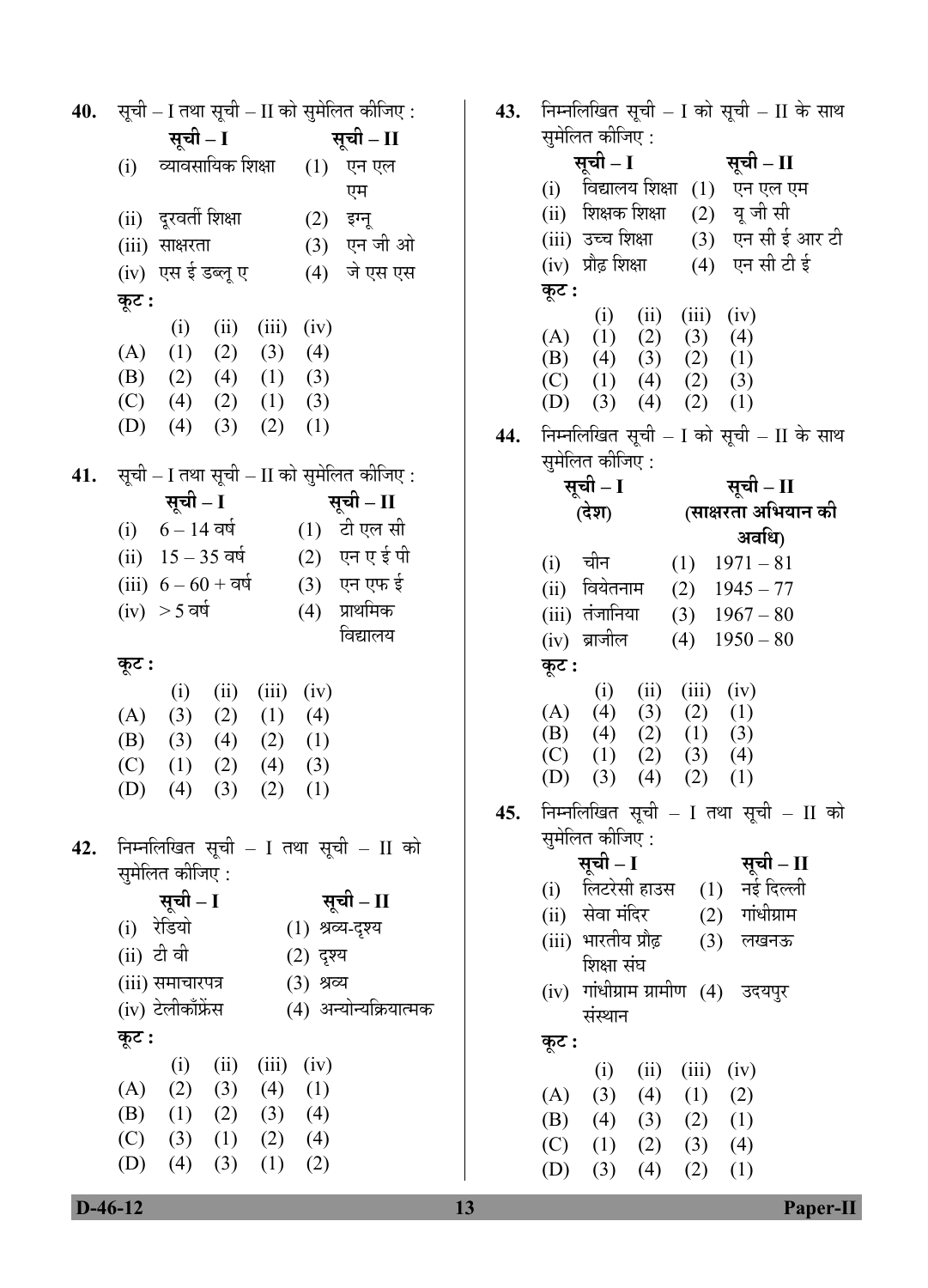**40.** सूची – I तथा सूची – II को सुमेलित कीजिए :

| सूची – I | सूची – II |
|---|---|
| (i) व्यावसायिक शिक्षा | (1) एन एल एम |
| (ii) दूरवर्ती शिक्षा | (2) इग्नू |
| (iii) साक्षरता | (3) एन जी ओ |
| (iv) एस ई डब्लू ए | (4) जे एस एस |

**कूट :**

| | (i) | (ii) | (iii) | (iv) |
|---|---|---|---|---|
| (A) | (1) | (2) | (3) | (4) |
| (B) | (2) | (4) | (1) | (3) |
| (C) | (4) | (2) | (1) | (3) |
| (D) | (4) | (3) | (2) | (1) |

**41.** सूची – I तथा सूची – II को सुमेलित कीजिए :

| सूची – I | सूची – II |
|---|---|
| (i) 6 – 14 वर्ष | (1) टी एल सी |
| (ii) 15 – 35 वर्ष | (2) एन ए ई पी |
| (iii) 6 – 60 + वर्ष | (3) एन एफ ई |
| (iv) > 5 वर्ष | (4) प्राथमिक विद्यालय |

**कूट :**

| | (i) | (ii) | (iii) | (iv) |
|---|---|---|---|---|
| (A) | (3) | (2) | (1) | (4) |
| (B) | (3) | (4) | (2) | (1) |
| (C) | (1) | (2) | (4) | (3) |
| (D) | (4) | (3) | (2) | (1) |

**42.** निम्नलिखित सूची – I तथा सूची – II को सुमेलित कीजिए :

| सूची – I | सूची – II |
|---|---|
| (i) रेडियो | (1) श्रव्य-दृश्य |
| (ii) टी वी | (2) दृश्य |
| (iii) समाचारपत्र | (3) श्रव्य |
| (iv) टेलीकॉंफ्रेंस | (4) अन्योन्यक्रियात्मक |

**कूट :**

| | (i) | (ii) | (iii) | (iv) |
|---|---|---|---|---|
| (A) | (2) | (3) | (4) | (1) |
| (B) | (1) | (2) | (3) | (4) |
| (C) | (3) | (1) | (2) | (4) |
| (D) | (4) | (3) | (1) | (2) |

**43.** निम्नलिखित सूची – I को सूची – II के साथ सुमेलित कीजिए :

| सूची – I | सूची – II |
|---|---|
| (i) विद्यालय शिक्षा | (1) एन एल एम |
| (ii) शिक्षक शिक्षा | (2) यू जी सी |
| (iii) उच्च शिक्षा | (3) एन सी ई आर टी |
| (iv) प्रौढ़ शिक्षा | (4) एन सी टी ई |

**कूट :**

| | (i) | (ii) | (iii) | (iv) |
|---|---|---|---|---|
| (A) | (1) | (2) | (3) | (4) |
| (B) | (4) | (3) | (2) | (1) |
| (C) | (1) | (4) | (2) | (3) |
| (D) | (3) | (4) | (2) | (1) |

**44.** निम्नलिखित सूची – I को सूची – II के साथ सुमेलित कीजिए :

| सूची – I (देश) | सूची – II (साक्षरता अभियान की अवधि) |
|---|---|
| (i) चीन | (1) 1971 – 81 |
| (ii) वियेतनाम | (2) 1945 – 77 |
| (iii) तंजानिया | (3) 1967 – 80 |
| (iv) ब्राजील | (4) 1950 – 80 |

**कूट :**

| | (i) | (ii) | (iii) | (iv) |
|---|---|---|---|---|
| (A) | (4) | (3) | (2) | (1) |
| (B) | (4) | (2) | (1) | (3) |
| (C) | (1) | (2) | (3) | (4) |
| (D) | (3) | (4) | (2) | (1) |

**45.** निम्नलिखित सूची – I तथा सूची – II को सुमेलित कीजिए :

| सूची – I | सूची – II |
|---|---|
| (i) लिटरेसी हाउस | (1) नई दिल्ली |
| (ii) सेवा मंदिर | (2) गांधीग्राम |
| (iii) भारतीय प्रौढ़ शिक्षा संघ | (3) लखनऊ |
| (iv) गांधीग्राम ग्रामीण संस्थान | (4) उदयपुर |

**कूट :**

| | (i) | (ii) | (iii) | (iv) |
|---|---|---|---|---|
| (A) | (3) | (4) | (1) | (2) |
| (B) | (4) | (3) | (2) | (1) |
| (C) | (1) | (2) | (3) | (4) |
| (D) | (3) | (4) | (2) | (1) |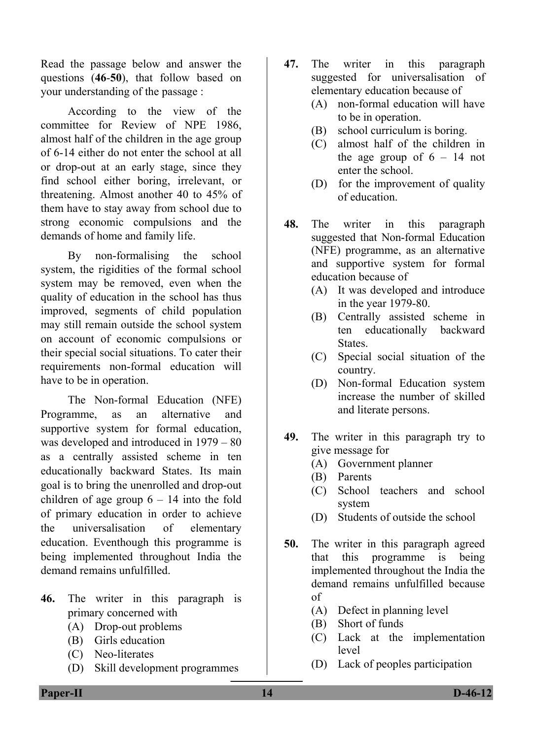Read the passage below and answer the questions (**46**-**50**), that follow based on your understanding of the passage :

According to the view of the committee for Review of NPE 1986, almost half of the children in the age group of 6-14 either do not enter the school at all or drop-out at an early stage, since they find school either boring, irrelevant, or threatening. Almost another 40 to 45% of them have to stay away from school due to strong economic compulsions and the demands of home and family life.

By non-formalising the school system, the rigidities of the formal school system may be removed, even when the quality of education in the school has thus improved, segments of child population may still remain outside the school system on account of economic compulsions or their special social situations. To cater their requirements non-formal education will have to be in operation.

The Non-formal Education (NFE) Programme, as an alternative and supportive system for formal education, was developed and introduced in 1979 – 80 as a centrally assisted scheme in ten educationally backward States. Its main goal is to bring the unenrolled and drop-out children of age group 6 – 14 into the fold of primary education in order to achieve the universalisation of elementary education. Eventhough this programme is being implemented throughout India the demand remains unfulfilled.

**46.** The writer in this paragraph is primary concerned with

(A) Drop-out problems
(B) Girls education
(C) Neo-literates
(D) Skill development programmes

**47.** The writer in this paragraph suggested for universalisation of elementary education because of

(A) non-formal education will have to be in operation.
(B) school curriculum is boring.
(C) almost half of the children in the age group of 6 – 14 not enter the school.
(D) for the improvement of quality of education.

**48.** The writer in this paragraph suggested that Non-formal Education (NFE) programme, as an alternative and supportive system for formal education because of

(A) It was developed and introduce in the year 1979-80.
(B) Centrally assisted scheme in ten educationally backward States.
(C) Special social situation of the country.
(D) Non-formal Education system increase the number of skilled and literate persons.

**49.** The writer in this paragraph try to give message for

(A) Government planner
(B) Parents
(C) School teachers and school system
(D) Students of outside the school

**50.** The writer in this paragraph agreed that this programme is being implemented throughout the India the demand remains unfulfilled because of

(A) Defect in planning level
(B) Short of funds
(C) Lack at the implementation level
(D) Lack of peoples participation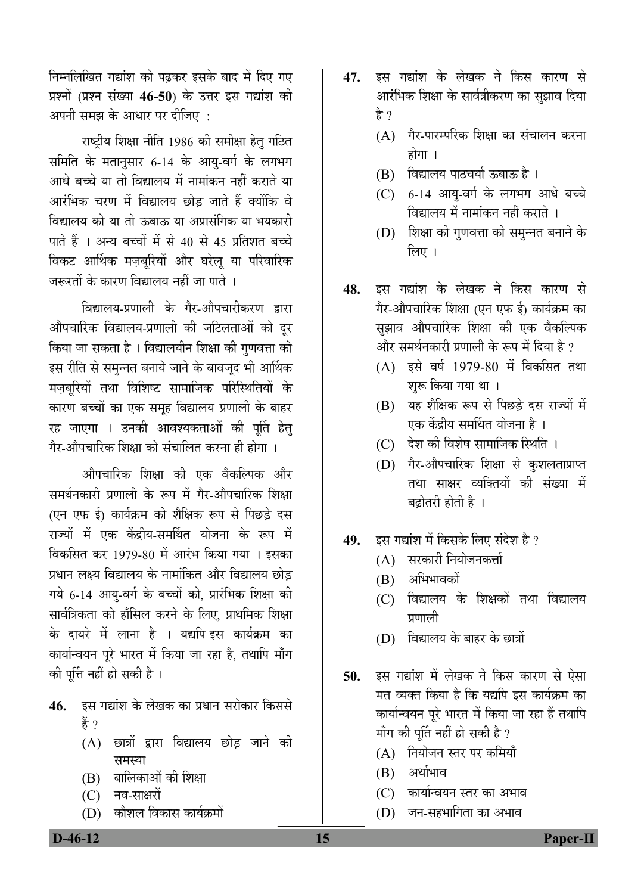निम्नलिखित गद्यांश को पढ़कर इसके बाद में दिए गए प्रश्नों (प्रश्न संख्या **46-50**) के उत्तर इस गद्यांश की अपनी समझ के आधार पर दीजिए :

राष्ट्रीय शिक्षा नीति 1986 की समीक्षा हेतु गठित समिति के मतानुसार 6-14 के आयु-वर्ग के लगभग आधे बच्चे या तो विद्यालय में नामांकन नहीं कराते या आरंभिक चरण में विद्यालय छोड़ जाते हैं क्योंकि वे विद्यालय को या तो ऊबाऊ या अप्रासंगिक या भयकारी पाते हैं । अन्य बच्चों में से 40 से 45 प्रतिशत बच्चे विकट आर्थिक मज़बूरियों और घरेलू या परिवारिक जरूरतों के कारण विद्यालय नहीं जा पाते ।

विद्यालय-प्रणाली के गैर-औपचारीकरण द्वारा औपचारिक विद्यालय-प्रणाली की जटिलताओं को दूर किया जा सकता है । विद्यालयीन शिक्षा की गुणवत्ता को इस रीति से समुन्नत बनाये जाने के बावजूद भी आर्थिक मज़बूरियों तथा विशिष्ट सामाजिक परिस्थितियों के कारण बच्चों का एक समूह विद्यालय प्रणाली के बाहर रह जाएगा । उनकी आवश्यकताओं की पूर्ति हेतु गैर-औपचारिक शिक्षा को संचालित करना ही होगा ।

औपचारिक शिक्षा की एक वैकल्पिक और समर्थनकारी प्रणाली के रूप में गैर-औपचारिक शिक्षा (एन एफ ई) कार्यक्रम को शैक्षिक रूप से पिछड़े दस राज्यों में एक केंद्रीय-समर्थित योजना के रूप में विकसित कर 1979-80 में आरंभ किया गया । इसका प्रधान लक्ष्य विद्यालय के नामांकित और विद्यालय छोड़ गये 6-14 आयु-वर्ग के बच्चों को, प्रारंभिक शिक्षा की सार्वत्रिकता को हाँसिल करने के लिए, प्राथमिक शिक्षा के दायरे में लाना है । यद्यपि इस कार्यक्रम का कार्यान्वयन पूरे भारत में किया जा रहा है, तथापि माँग की पूर्त्ति नहीं हो सकी है ।

**46.** इस गद्यांश के लेखक का प्रधान सरोकार किससे हैं ?

(A) छात्रों द्वारा विद्यालय छोड़ जाने की समस्या

(B) बालिकाओं की शिक्षा

(C) नव-साक्षरों

(D) कौशल विकास कार्यक्रमों

**47.** इस गद्यांश के लेखक ने किस कारण से आरंभिक शिक्षा के सार्वत्रीकरण का सुझाव दिया है ?

(A) गैर-पारम्परिक शिक्षा का संचालन करना होगा ।

(B) विद्यालय पाठचर्या ऊबाऊ है ।

(C) 6-14 आयु-वर्ग के लगभग आधे बच्चे विद्यालय में नामांकन नहीं कराते ।

(D) शिक्षा की गुणवत्ता को समुन्नत बनाने के लिए ।

**48.** इस गद्यांश के लेखक ने किस कारण से गैर-औपचारिक शिक्षा (एन एफ ई) कार्यक्रम का सुझाव औपचारिक शिक्षा की एक वैकल्पिक और समर्थनकारी प्रणाली के रूप में दिया है ?

(A) इसे वर्ष 1979-80 में विकसित तथा शुरू किया गया था ।

(B) यह शैक्षिक रूप से पिछड़े दस राज्यों में एक केंद्रीय समर्थित योजना है ।

(C) देश की विशेष सामाजिक स्थिति ।

(D) गैर-औपचारिक शिक्षा से कुशलताप्राप्त तथा साक्षर व्यक्तियों की संख्या में बढ़ोतरी होती है ।

**49.** इस गद्यांश में किसके लिए संदेश है ?

(A) सरकारी नियोजनकर्त्ता

(B) अभिभावकों

(C) विद्यालय के शिक्षकों तथा विद्यालय प्रणाली

(D) विद्यालय के बाहर के छात्रों

**50.** इस गद्यांश में लेखक ने किस कारण से ऐसा मत व्यक्त किया है कि यद्यपि इस कार्यक्रम का कार्यान्वयन पूरे भारत में किया जा रहा हैं तथापि माँग की पूर्त्ति नहीं हो सकी है ?

(A) नियोजन स्तर पर कमियाँ

(B) अर्थाभाव

(C) कार्यान्वयन स्तर का अभाव

(D) जन-सहभागिता का अभाव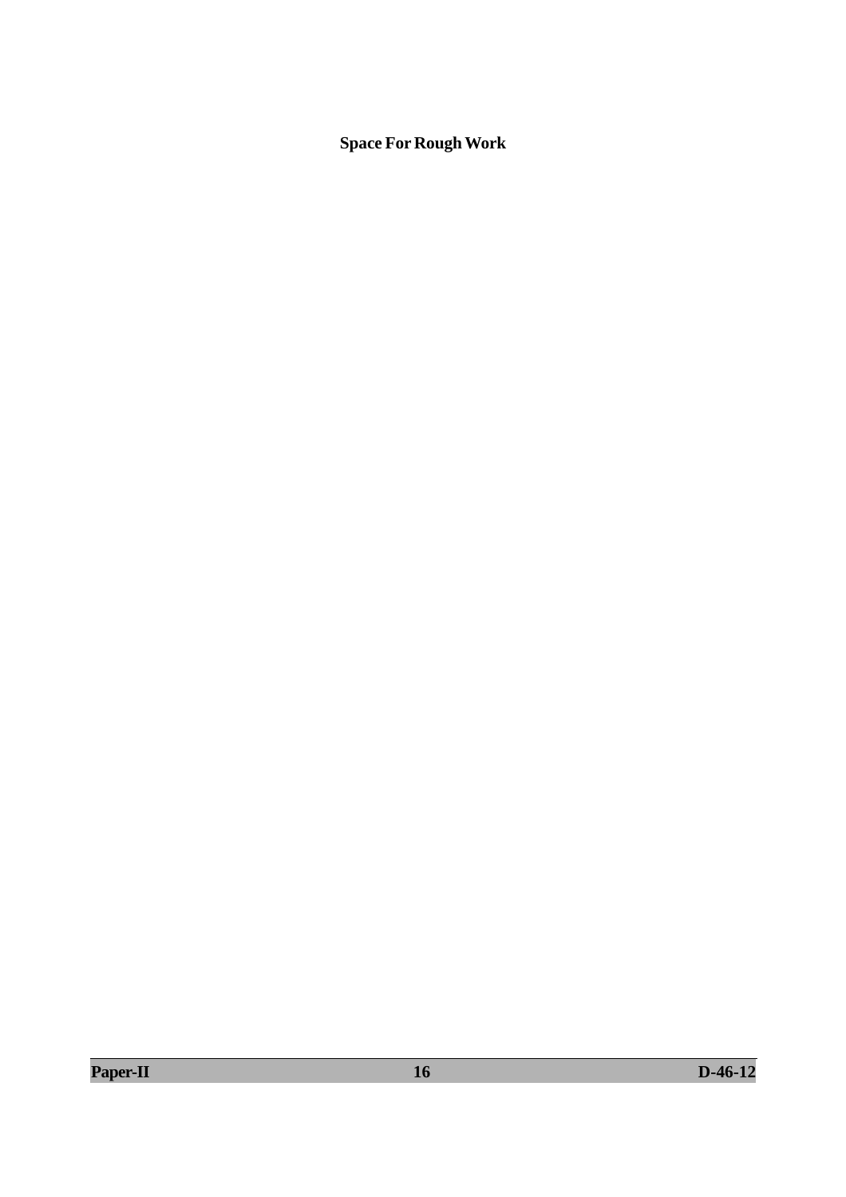**Space For Rough Work**